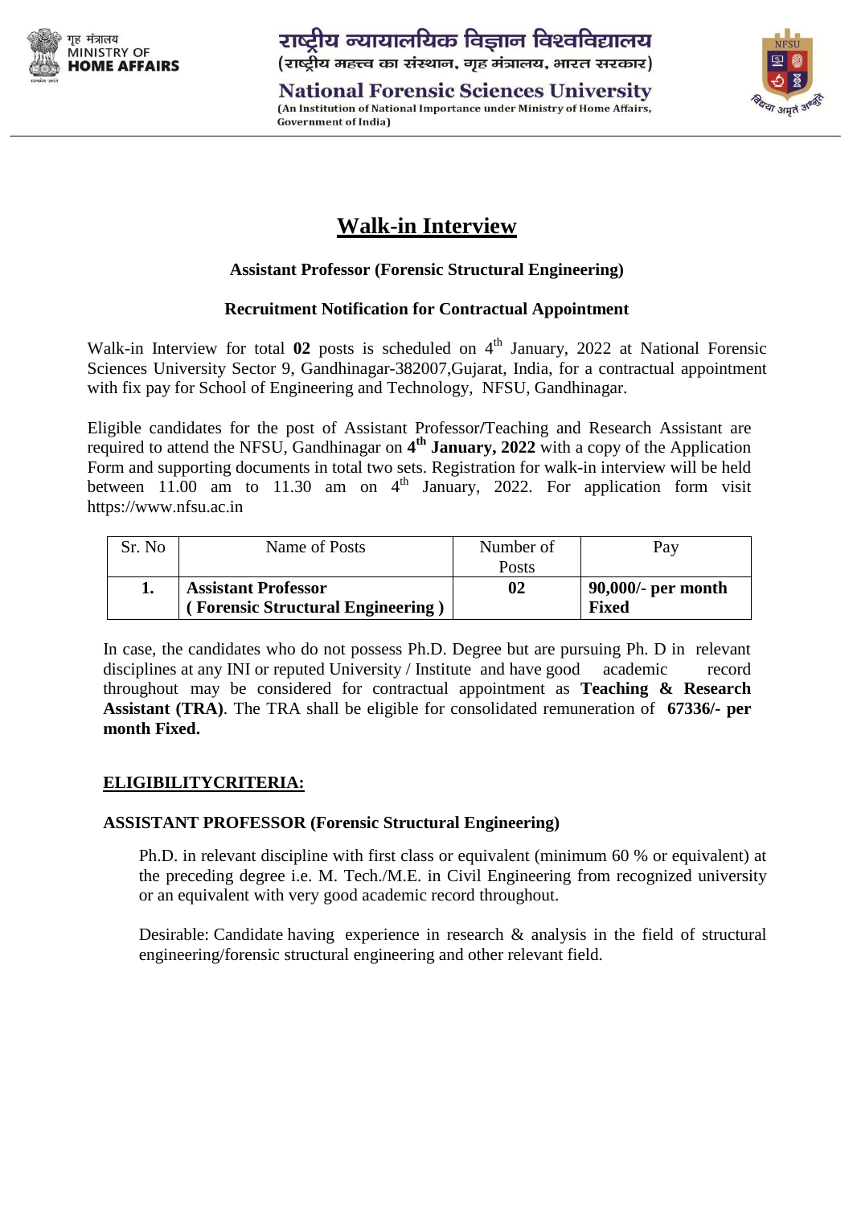गृह मंत्रालय
MINISTRY OF
**HOME AFFAIRS**

राष्ट्रीय न्यायालयिक विज्ञान विश्वविद्यालय
(राष्ट्रीय महत्त्व का संस्थान, गृह मंत्रालय, भारत सरकार)

**National Forensic Sciences University**
(An Institution of National Importance under Ministry of Home Affairs, Government of India)

# Walk-in Interview

### Assistant Professor (Forensic Structural Engineering)

### Recruitment Notification for Contractual Appointment

Walk-in Interview for total **02** posts is scheduled on 4th January, 2022 at National Forensic Sciences University Sector 9, Gandhinagar-382007,Gujarat, India, for a contractual appointment with fix pay for School of Engineering and Technology, NFSU, Gandhinagar.

Eligible candidates for the post of Assistant Professor/Teaching and Research Assistant are required to attend the NFSU, Gandhinagar on **4th January, 2022** with a copy of the Application Form and supporting documents in total two sets. Registration for walk-in interview will be held between 11.00 am to 11.30 am on 4th January, 2022. For application form visit https://www.nfsu.ac.in

| Sr. No | Name of Posts | Number of Posts | Pay |
|---|---|---|---|
| **1.** | **Assistant Professor ( Forensic Structural Engineering )** | **02** | **90,000/- per month Fixed** |

In case, the candidates who do not possess Ph.D. Degree but are pursuing Ph. D in relevant disciplines at any INI or reputed University / Institute and have good academic record throughout may be considered for contractual appointment as **Teaching & Research Assistant (TRA)**. The TRA shall be eligible for consolidated remuneration of **67336/- per month Fixed.**

## ELIGIBILITYCRITERIA:

### ASSISTANT PROFESSOR (Forensic Structural Engineering)

Ph.D. in relevant discipline with first class or equivalent (minimum 60 % or equivalent) at the preceding degree i.e. M. Tech./M.E. in Civil Engineering from recognized university or an equivalent with very good academic record throughout.

Desirable: Candidate having experience in research & analysis in the field of structural engineering/forensic structural engineering and other relevant field.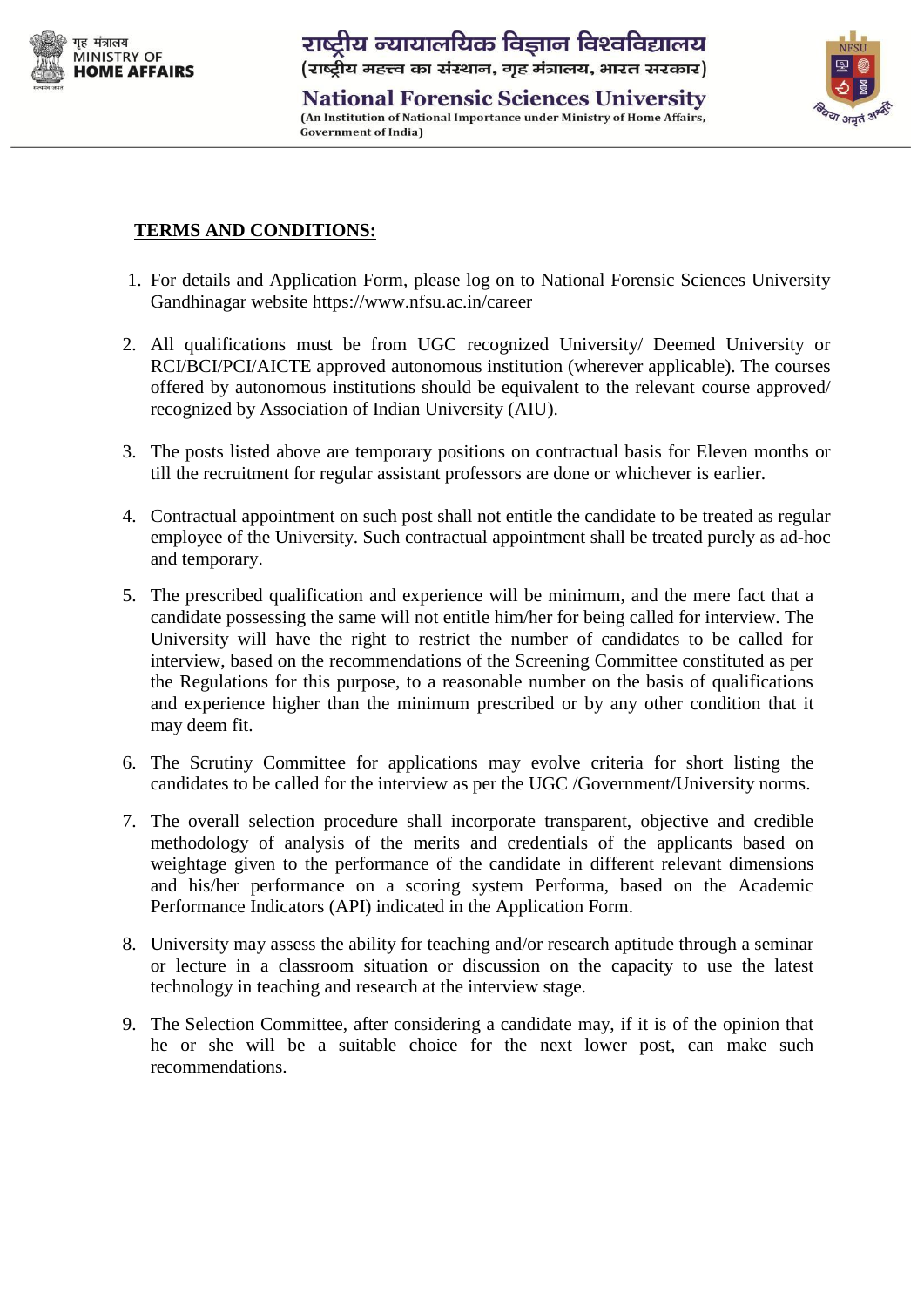**TERMS AND CONDITIONS:**

1. For details and Application Form, please log on to National Forensic Sciences University Gandhinagar website https://www.nfsu.ac.in/career

2. All qualifications must be from UGC recognized University/ Deemed University or RCI/BCI/PCI/AICTE approved autonomous institution (wherever applicable). The courses offered by autonomous institutions should be equivalent to the relevant course approved/ recognized by Association of Indian University (AIU).

3. The posts listed above are temporary positions on contractual basis for Eleven months or till the recruitment for regular assistant professors are done or whichever is earlier.

4. Contractual appointment on such post shall not entitle the candidate to be treated as regular employee of the University. Such contractual appointment shall be treated purely as ad-hoc and temporary.

5. The prescribed qualification and experience will be minimum, and the mere fact that a candidate possessing the same will not entitle him/her for being called for interview. The University will have the right to restrict the number of candidates to be called for interview, based on the recommendations of the Screening Committee constituted as per the Regulations for this purpose, to a reasonable number on the basis of qualifications and experience higher than the minimum prescribed or by any other condition that it may deem fit.

6. The Scrutiny Committee for applications may evolve criteria for short listing the candidates to be called for the interview as per the UGC /Government/University norms.

7. The overall selection procedure shall incorporate transparent, objective and credible methodology of analysis of the merits and credentials of the applicants based on weightage given to the performance of the candidate in different relevant dimensions and his/her performance on a scoring system Performa, based on the Academic Performance Indicators (API) indicated in the Application Form.

8. University may assess the ability for teaching and/or research aptitude through a seminar or lecture in a classroom situation or discussion on the capacity to use the latest technology in teaching and research at the interview stage.

9. The Selection Committee, after considering a candidate may, if it is of the opinion that he or she will be a suitable choice for the next lower post, can make such recommendations.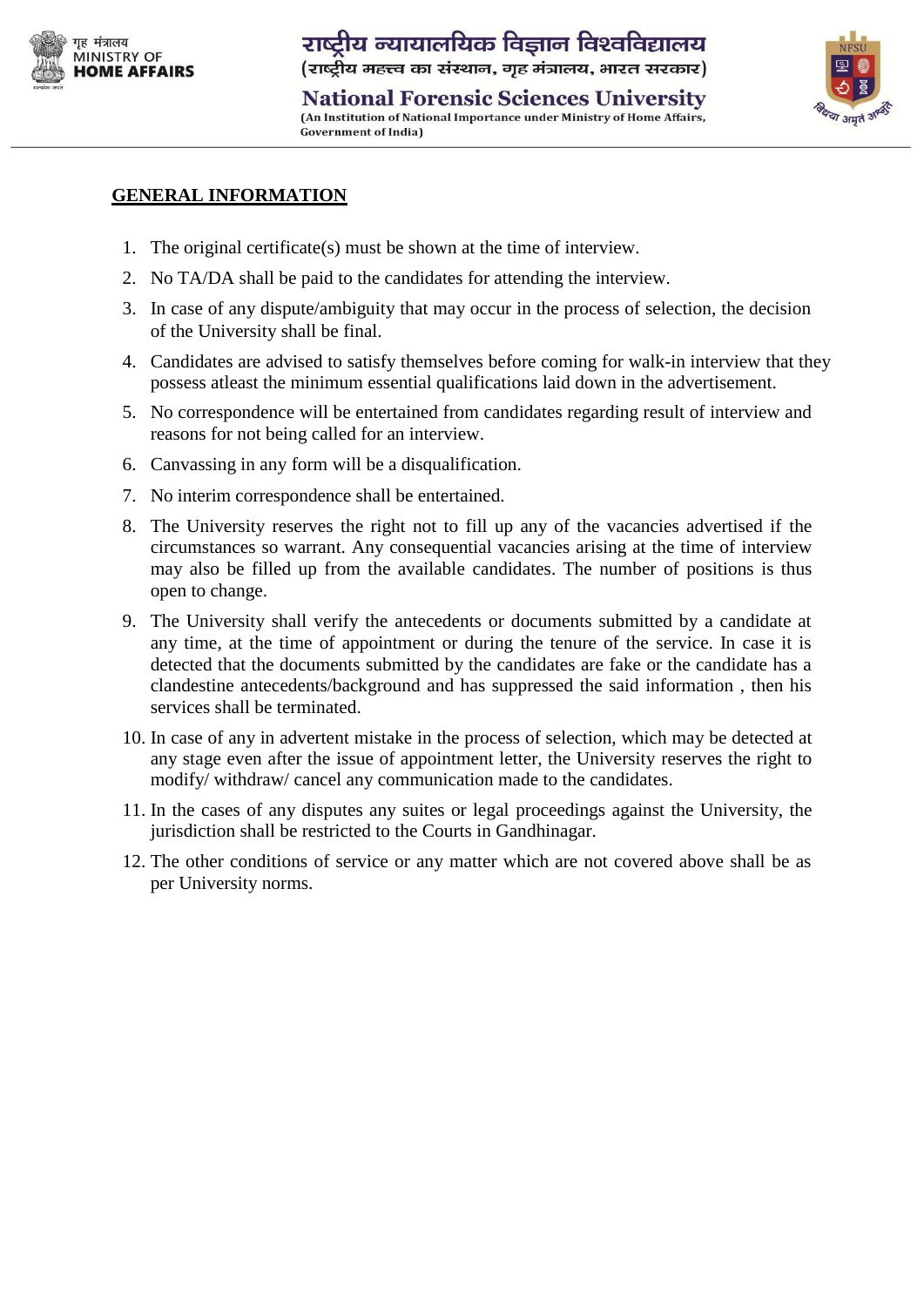## GENERAL INFORMATION

1. The original certificate(s) must be shown at the time of interview.
2. No TA/DA shall be paid to the candidates for attending the interview.
3. In case of any dispute/ambiguity that may occur in the process of selection, the decision of the University shall be final.
4. Candidates are advised to satisfy themselves before coming for walk-in interview that they possess atleast the minimum essential qualifications laid down in the advertisement.
5. No correspondence will be entertained from candidates regarding result of interview and reasons for not being called for an interview.
6. Canvassing in any form will be a disqualification.
7. No interim correspondence shall be entertained.
8. The University reserves the right not to fill up any of the vacancies advertised if the circumstances so warrant. Any consequential vacancies arising at the time of interview may also be filled up from the available candidates. The number of positions is thus open to change.
9. The University shall verify the antecedents or documents submitted by a candidate at any time, at the time of appointment or during the tenure of the service. In case it is detected that the documents submitted by the candidates are fake or the candidate has a clandestine antecedents/background and has suppressed the said information , then his services shall be terminated.
10. In case of any in advertent mistake in the process of selection, which may be detected at any stage even after the issue of appointment letter, the University reserves the right to modify/ withdraw/ cancel any communication made to the candidates.
11. In the cases of any disputes any suites or legal proceedings against the University, the jurisdiction shall be restricted to the Courts in Gandhinagar.
12. The other conditions of service or any matter which are not covered above shall be as per University norms.